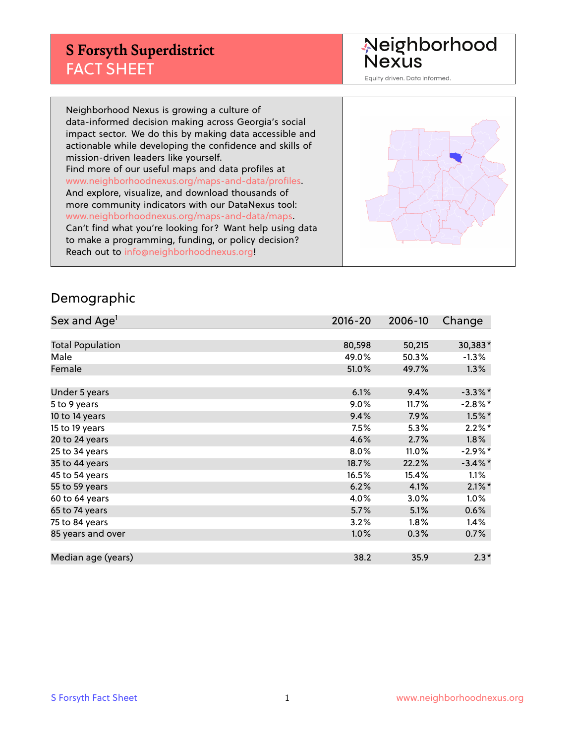# S Forsyth Superdistrict
## FACT SHEET

Neighborhood Nexus

Equity driven. Data informed.

Neighborhood Nexus is growing a culture of data-informed decision making across Georgia's social impact sector. We do this by making data accessible and actionable while developing the confidence and skills of mission-driven leaders like yourself.
Find more of our useful maps and data profiles at www.neighborhoodnexus.org/maps-and-data/profiles.
And explore, visualize, and download thousands of more community indicators with our DataNexus tool: www.neighborhoodnexus.org/maps-and-data/maps.
Can't find what you're looking for? Want help using data to make a programming, funding, or policy decision?
Reach out to info@neighborhoodnexus.org!

## Demographic

| Sex and Age[1] | 2016-20 | 2006-10 | Change |
|---|---|---|---|
| Total Population | 80,598 | 50,215 | 30,383* |
| Male | 49.0% | 50.3% | -1.3% |
| Female | 51.0% | 49.7% | 1.3% |
| Under 5 years | 6.1% | 9.4% | -3.3%* |
| 5 to 9 years | 9.0% | 11.7% | -2.8%* |
| 10 to 14 years | 9.4% | 7.9% | 1.5%* |
| 15 to 19 years | 7.5% | 5.3% | 2.2%* |
| 20 to 24 years | 4.6% | 2.7% | 1.8% |
| 25 to 34 years | 8.0% | 11.0% | -2.9%* |
| 35 to 44 years | 18.7% | 22.2% | -3.4%* |
| 45 to 54 years | 16.5% | 15.4% | 1.1% |
| 55 to 59 years | 6.2% | 4.1% | 2.1%* |
| 60 to 64 years | 4.0% | 3.0% | 1.0% |
| 65 to 74 years | 5.7% | 5.1% | 0.6% |
| 75 to 84 years | 3.2% | 1.8% | 1.4% |
| 85 years and over | 1.0% | 0.3% | 0.7% |
| Median age (years) | 38.2 | 35.9 | 2.3* |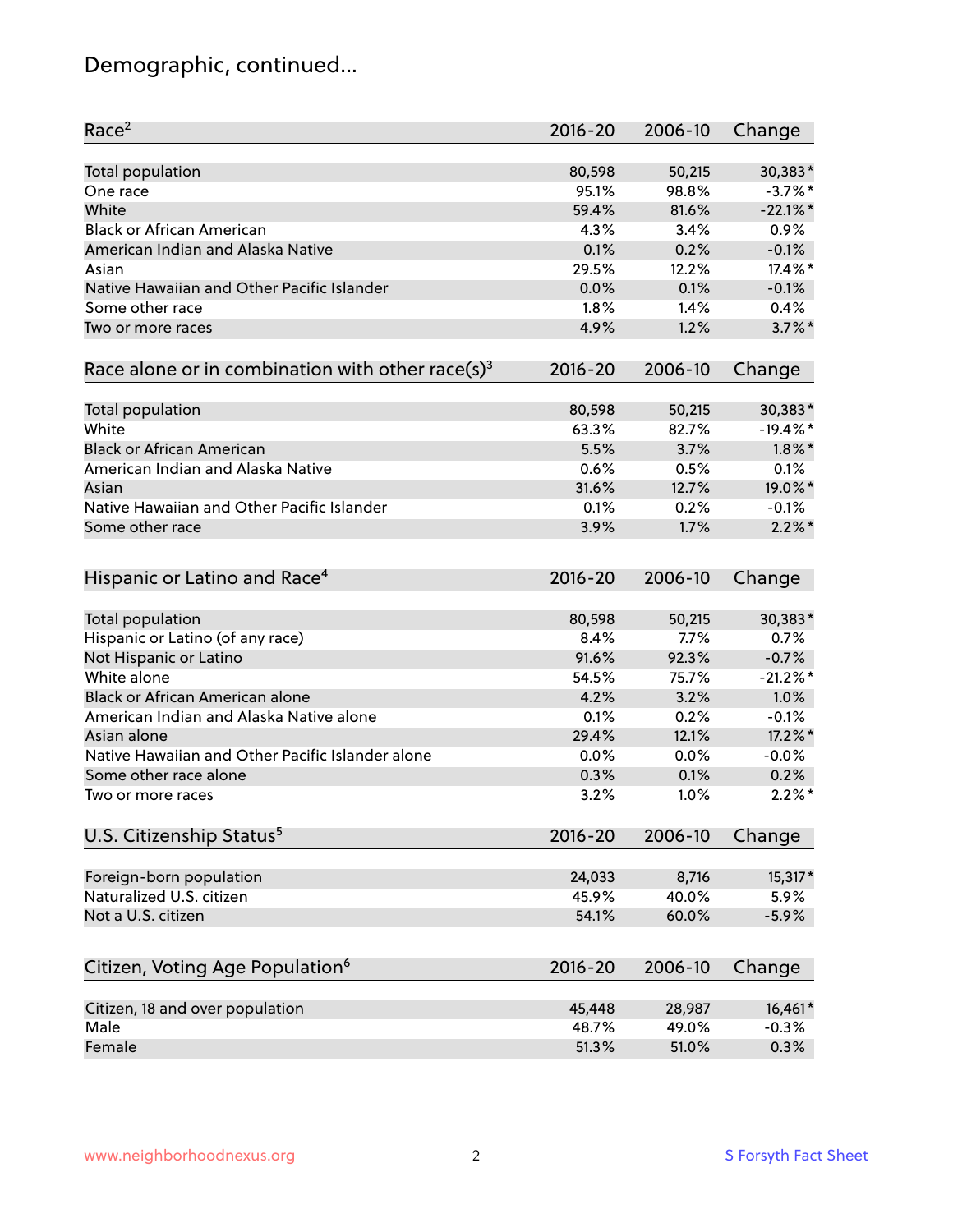# Demographic, continued...

| Race[2] | 2016-20 | 2006-10 | Change |
|---|---|---|---|
| Total population | 80,598 | 50,215 | 30,383* |
| One race | 95.1% | 98.8% | -3.7%* |
| White | 59.4% | 81.6% | -22.1%* |
| Black or African American | 4.3% | 3.4% | 0.9% |
| American Indian and Alaska Native | 0.1% | 0.2% | -0.1% |
| Asian | 29.5% | 12.2% | 17.4%* |
| Native Hawaiian and Other Pacific Islander | 0.0% | 0.1% | -0.1% |
| Some other race | 1.8% | 1.4% | 0.4% |
| Two or more races | 4.9% | 1.2% | 3.7%* |

| Race alone or in combination with other race(s)[3] | 2016-20 | 2006-10 | Change |
|---|---|---|---|
| Total population | 80,598 | 50,215 | 30,383* |
| White | 63.3% | 82.7% | -19.4%* |
| Black or African American | 5.5% | 3.7% | 1.8%* |
| American Indian and Alaska Native | 0.6% | 0.5% | 0.1% |
| Asian | 31.6% | 12.7% | 19.0%* |
| Native Hawaiian and Other Pacific Islander | 0.1% | 0.2% | -0.1% |
| Some other race | 3.9% | 1.7% | 2.2%* |

| Hispanic or Latino and Race[4] | 2016-20 | 2006-10 | Change |
|---|---|---|---|
| Total population | 80,598 | 50,215 | 30,383* |
| Hispanic or Latino (of any race) | 8.4% | 7.7% | 0.7% |
| Not Hispanic or Latino | 91.6% | 92.3% | -0.7% |
| White alone | 54.5% | 75.7% | -21.2%* |
| Black or African American alone | 4.2% | 3.2% | 1.0% |
| American Indian and Alaska Native alone | 0.1% | 0.2% | -0.1% |
| Asian alone | 29.4% | 12.1% | 17.2%* |
| Native Hawaiian and Other Pacific Islander alone | 0.0% | 0.0% | -0.0% |
| Some other race alone | 0.3% | 0.1% | 0.2% |
| Two or more races | 3.2% | 1.0% | 2.2%* |

| U.S. Citizenship Status[5] | 2016-20 | 2006-10 | Change |
|---|---|---|---|
| Foreign-born population | 24,033 | 8,716 | 15,317* |
| Naturalized U.S. citizen | 45.9% | 40.0% | 5.9% |
| Not a U.S. citizen | 54.1% | 60.0% | -5.9% |

| Citizen, Voting Age Population[6] | 2016-20 | 2006-10 | Change |
|---|---|---|---|
| Citizen, 18 and over population | 45,448 | 28,987 | 16,461* |
| Male | 48.7% | 49.0% | -0.3% |
| Female | 51.3% | 51.0% | 0.3% |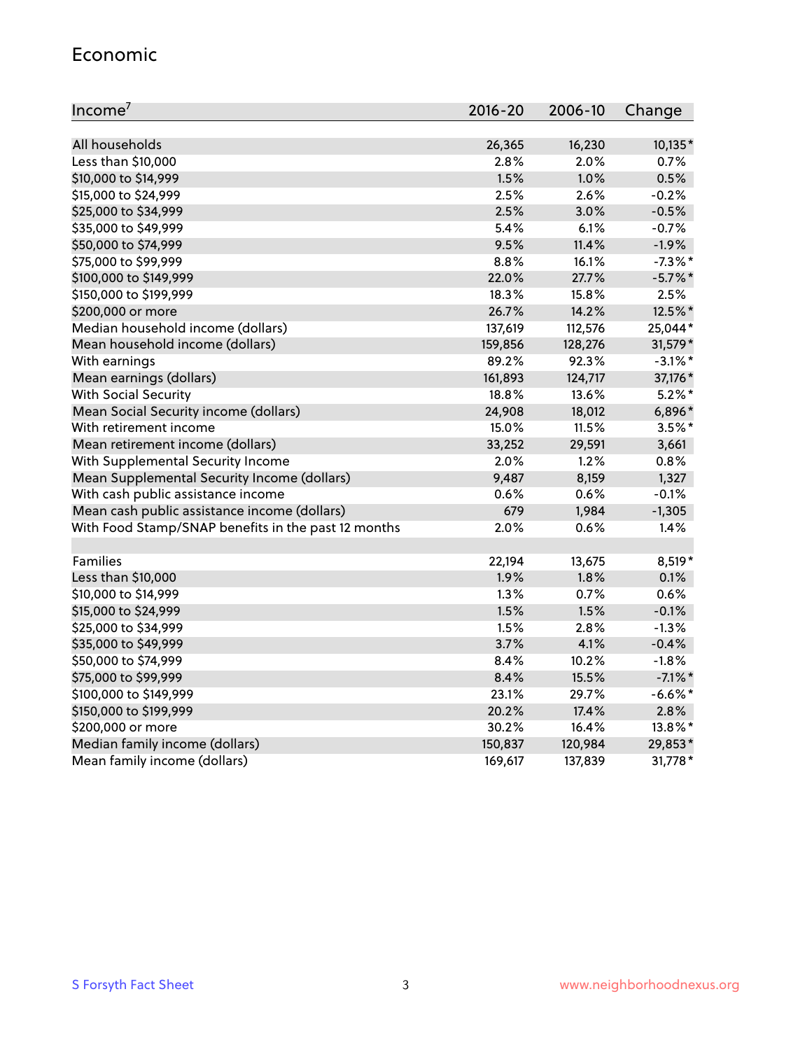## Economic

| Income[7] | 2016-20 | 2006-10 | Change |
|---|---|---|---|
| All households | 26,365 | 16,230 | 10,135* |
| Less than $10,000 | 2.8% | 2.0% | 0.7% |
| $10,000 to $14,999 | 1.5% | 1.0% | 0.5% |
| $15,000 to $24,999 | 2.5% | 2.6% | -0.2% |
| $25,000 to $34,999 | 2.5% | 3.0% | -0.5% |
| $35,000 to $49,999 | 5.4% | 6.1% | -0.7% |
| $50,000 to $74,999 | 9.5% | 11.4% | -1.9% |
| $75,000 to $99,999 | 8.8% | 16.1% | -7.3%* |
| $100,000 to $149,999 | 22.0% | 27.7% | -5.7%* |
| $150,000 to $199,999 | 18.3% | 15.8% | 2.5% |
| $200,000 or more | 26.7% | 14.2% | 12.5%* |
| Median household income (dollars) | 137,619 | 112,576 | 25,044* |
| Mean household income (dollars) | 159,856 | 128,276 | 31,579* |
| With earnings | 89.2% | 92.3% | -3.1%* |
| Mean earnings (dollars) | 161,893 | 124,717 | 37,176* |
| With Social Security | 18.8% | 13.6% | 5.2%* |
| Mean Social Security income (dollars) | 24,908 | 18,012 | 6,896* |
| With retirement income | 15.0% | 11.5% | 3.5%* |
| Mean retirement income (dollars) | 33,252 | 29,591 | 3,661 |
| With Supplemental Security Income | 2.0% | 1.2% | 0.8% |
| Mean Supplemental Security Income (dollars) | 9,487 | 8,159 | 1,327 |
| With cash public assistance income | 0.6% | 0.6% | -0.1% |
| Mean cash public assistance income (dollars) | 679 | 1,984 | -1,305 |
| With Food Stamp/SNAP benefits in the past 12 months | 2.0% | 0.6% | 1.4% |
| | | | |
| Families | 22,194 | 13,675 | 8,519* |
| Less than $10,000 | 1.9% | 1.8% | 0.1% |
| $10,000 to $14,999 | 1.3% | 0.7% | 0.6% |
| $15,000 to $24,999 | 1.5% | 1.5% | -0.1% |
| $25,000 to $34,999 | 1.5% | 2.8% | -1.3% |
| $35,000 to $49,999 | 3.7% | 4.1% | -0.4% |
| $50,000 to $74,999 | 8.4% | 10.2% | -1.8% |
| $75,000 to $99,999 | 8.4% | 15.5% | -7.1%* |
| $100,000 to $149,999 | 23.1% | 29.7% | -6.6%* |
| $150,000 to $199,999 | 20.2% | 17.4% | 2.8% |
| $200,000 or more | 30.2% | 16.4% | 13.8%* |
| Median family income (dollars) | 150,837 | 120,984 | 29,853* |
| Mean family income (dollars) | 169,617 | 137,839 | 31,778* |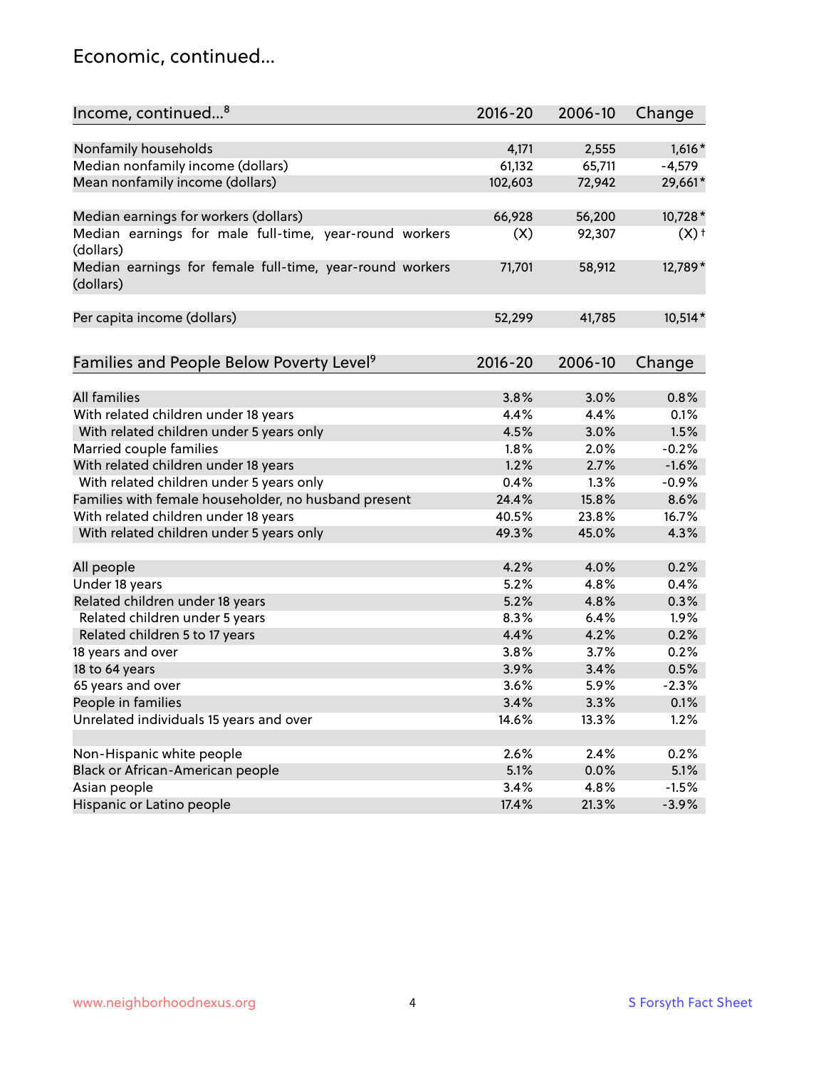## Economic, continued...

| Income, continued...[8] | 2016-20 | 2006-10 | Change |
|---|---|---|---|
| Nonfamily households | 4,171 | 2,555 | 1,616* |
| Median nonfamily income (dollars) | 61,132 | 65,711 | -4,579 |
| Mean nonfamily income (dollars) | 102,603 | 72,942 | 29,661* |
| Median earnings for workers (dollars) | 66,928 | 56,200 | 10,728* |
| Median earnings for male full-time, year-round workers (dollars) | (X) | 92,307 | (X)† |
| Median earnings for female full-time, year-round workers (dollars) | 71,701 | 58,912 | 12,789* |
| Per capita income (dollars) | 52,299 | 41,785 | 10,514* |

| Families and People Below Poverty Level[9] | 2016-20 | 2006-10 | Change |
|---|---|---|---|
| All families | 3.8% | 3.0% | 0.8% |
| With related children under 18 years | 4.4% | 4.4% | 0.1% |
| With related children under 5 years only | 4.5% | 3.0% | 1.5% |
| Married couple families | 1.8% | 2.0% | -0.2% |
| With related children under 18 years | 1.2% | 2.7% | -1.6% |
| With related children under 5 years only | 0.4% | 1.3% | -0.9% |
| Families with female householder, no husband present | 24.4% | 15.8% | 8.6% |
| With related children under 18 years | 40.5% | 23.8% | 16.7% |
| With related children under 5 years only | 49.3% | 45.0% | 4.3% |
| All people | 4.2% | 4.0% | 0.2% |
| Under 18 years | 5.2% | 4.8% | 0.4% |
| Related children under 18 years | 5.2% | 4.8% | 0.3% |
| Related children under 5 years | 8.3% | 6.4% | 1.9% |
| Related children 5 to 17 years | 4.4% | 4.2% | 0.2% |
| 18 years and over | 3.8% | 3.7% | 0.2% |
| 18 to 64 years | 3.9% | 3.4% | 0.5% |
| 65 years and over | 3.6% | 5.9% | -2.3% |
| People in families | 3.4% | 3.3% | 0.1% |
| Unrelated individuals 15 years and over | 14.6% | 13.3% | 1.2% |
| Non-Hispanic white people | 2.6% | 2.4% | 0.2% |
| Black or African-American people | 5.1% | 0.0% | 5.1% |
| Asian people | 3.4% | 4.8% | -1.5% |
| Hispanic or Latino people | 17.4% | 21.3% | -3.9% |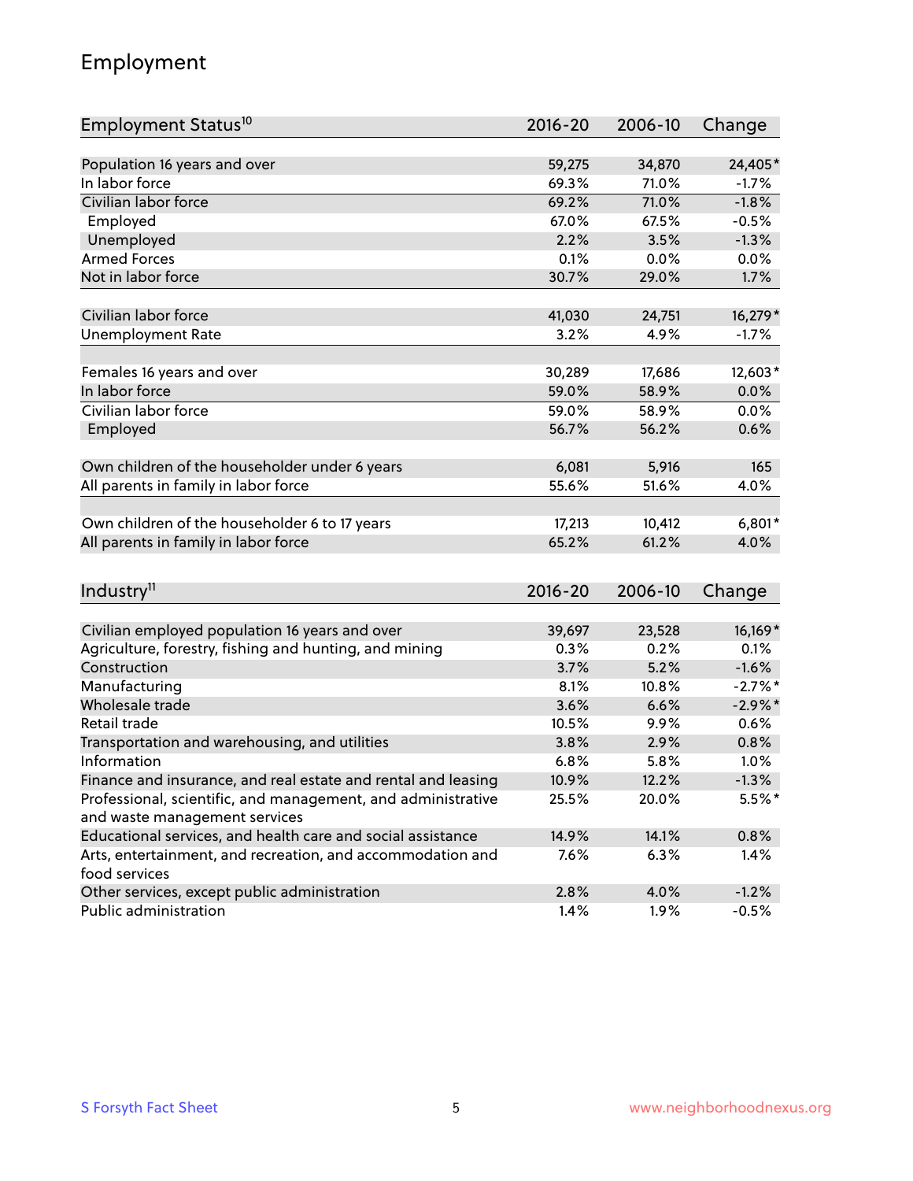## Employment

| Employment Status[10] | 2016-20 | 2006-10 | Change |
|---|---|---|---|
| Population 16 years and over | 59,275 | 34,870 | 24,405* |
| In labor force | 69.3% | 71.0% | -1.7% |
| Civilian labor force | 69.2% | 71.0% | -1.8% |
| Employed | 67.0% | 67.5% | -0.5% |
| Unemployed | 2.2% | 3.5% | -1.3% |
| Armed Forces | 0.1% | 0.0% | 0.0% |
| Not in labor force | 30.7% | 29.0% | 1.7% |
| | | | |
| Civilian labor force | 41,030 | 24,751 | 16,279* |
| Unemployment Rate | 3.2% | 4.9% | -1.7% |
| | | | |
| Females 16 years and over | 30,289 | 17,686 | 12,603* |
| In labor force | 59.0% | 58.9% | 0.0% |
| Civilian labor force | 59.0% | 58.9% | 0.0% |
| Employed | 56.7% | 56.2% | 0.6% |
| | | | |
| Own children of the householder under 6 years | 6,081 | 5,916 | 165 |
| All parents in family in labor force | 55.6% | 51.6% | 4.0% |
| | | | |
| Own children of the householder 6 to 17 years | 17,213 | 10,412 | 6,801* |
| All parents in family in labor force | 65.2% | 61.2% | 4.0% |

| Industry[11] | 2016-20 | 2006-10 | Change |
|---|---|---|---|
| Civilian employed population 16 years and over | 39,697 | 23,528 | 16,169* |
| Agriculture, forestry, fishing and hunting, and mining | 0.3% | 0.2% | 0.1% |
| Construction | 3.7% | 5.2% | -1.6% |
| Manufacturing | 8.1% | 10.8% | -2.7%* |
| Wholesale trade | 3.6% | 6.6% | -2.9%* |
| Retail trade | 10.5% | 9.9% | 0.6% |
| Transportation and warehousing, and utilities | 3.8% | 2.9% | 0.8% |
| Information | 6.8% | 5.8% | 1.0% |
| Finance and insurance, and real estate and rental and leasing | 10.9% | 12.2% | -1.3% |
| Professional, scientific, and management, and administrative and waste management services | 25.5% | 20.0% | 5.5%* |
| Educational services, and health care and social assistance | 14.9% | 14.1% | 0.8% |
| Arts, entertainment, and recreation, and accommodation and food services | 7.6% | 6.3% | 1.4% |
| Other services, except public administration | 2.8% | 4.0% | -1.2% |
| Public administration | 1.4% | 1.9% | -0.5% |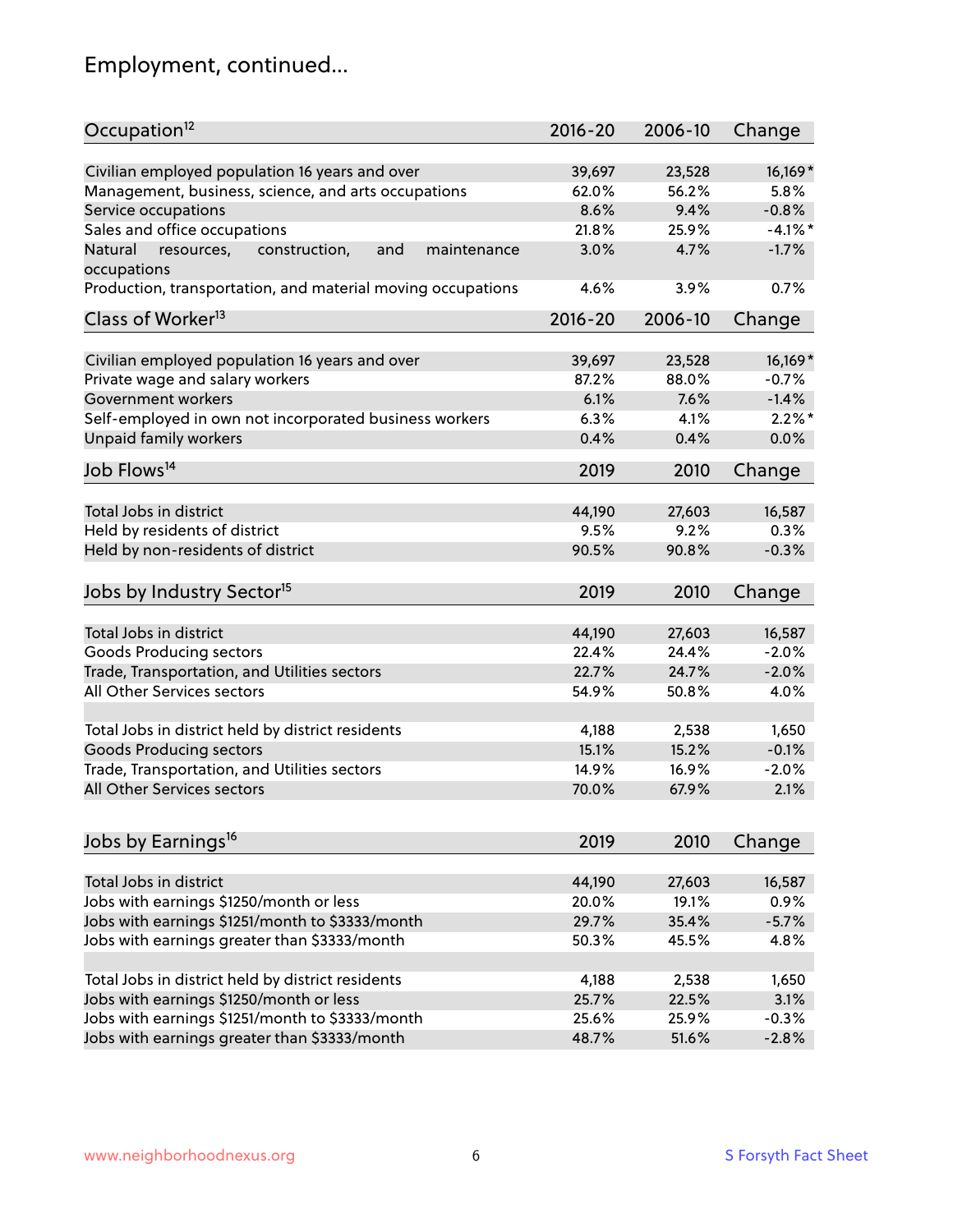## Employment, continued...

| Occupation[12] | 2016-20 | 2006-10 | Change |
|---|---|---|---|
| Civilian employed population 16 years and over | 39,697 | 23,528 | 16,169* |
| Management, business, science, and arts occupations | 62.0% | 56.2% | 5.8% |
| Service occupations | 8.6% | 9.4% | -0.8% |
| Sales and office occupations | 21.8% | 25.9% | -4.1%* |
| Natural resources, construction, and maintenance occupations | 3.0% | 4.7% | -1.7% |
| Production, transportation, and material moving occupations | 4.6% | 3.9% | 0.7% |

| Class of Worker[13] | 2016-20 | 2006-10 | Change |
|---|---|---|---|
| Civilian employed population 16 years and over | 39,697 | 23,528 | 16,169* |
| Private wage and salary workers | 87.2% | 88.0% | -0.7% |
| Government workers | 6.1% | 7.6% | -1.4% |
| Self-employed in own not incorporated business workers | 6.3% | 4.1% | 2.2%* |
| Unpaid family workers | 0.4% | 0.4% | 0.0% |

| Job Flows[14] | 2019 | 2010 | Change |
|---|---|---|---|
| Total Jobs in district | 44,190 | 27,603 | 16,587 |
| Held by residents of district | 9.5% | 9.2% | 0.3% |
| Held by non-residents of district | 90.5% | 90.8% | -0.3% |

| Jobs by Industry Sector[15] | 2019 | 2010 | Change |
|---|---|---|---|
| Total Jobs in district | 44,190 | 27,603 | 16,587 |
| Goods Producing sectors | 22.4% | 24.4% | -2.0% |
| Trade, Transportation, and Utilities sectors | 22.7% | 24.7% | -2.0% |
| All Other Services sectors | 54.9% | 50.8% | 4.0% |
| | | | |
| Total Jobs in district held by district residents | 4,188 | 2,538 | 1,650 |
| Goods Producing sectors | 15.1% | 15.2% | -0.1% |
| Trade, Transportation, and Utilities sectors | 14.9% | 16.9% | -2.0% |
| All Other Services sectors | 70.0% | 67.9% | 2.1% |

| Jobs by Earnings[16] | 2019 | 2010 | Change |
|---|---|---|---|
| Total Jobs in district | 44,190 | 27,603 | 16,587 |
| Jobs with earnings $1250/month or less | 20.0% | 19.1% | 0.9% |
| Jobs with earnings $1251/month to $3333/month | 29.7% | 35.4% | -5.7% |
| Jobs with earnings greater than $3333/month | 50.3% | 45.5% | 4.8% |
| | | | |
| Total Jobs in district held by district residents | 4,188 | 2,538 | 1,650 |
| Jobs with earnings $1250/month or less | 25.7% | 22.5% | 3.1% |
| Jobs with earnings $1251/month to $3333/month | 25.6% | 25.9% | -0.3% |
| Jobs with earnings greater than $3333/month | 48.7% | 51.6% | -2.8% |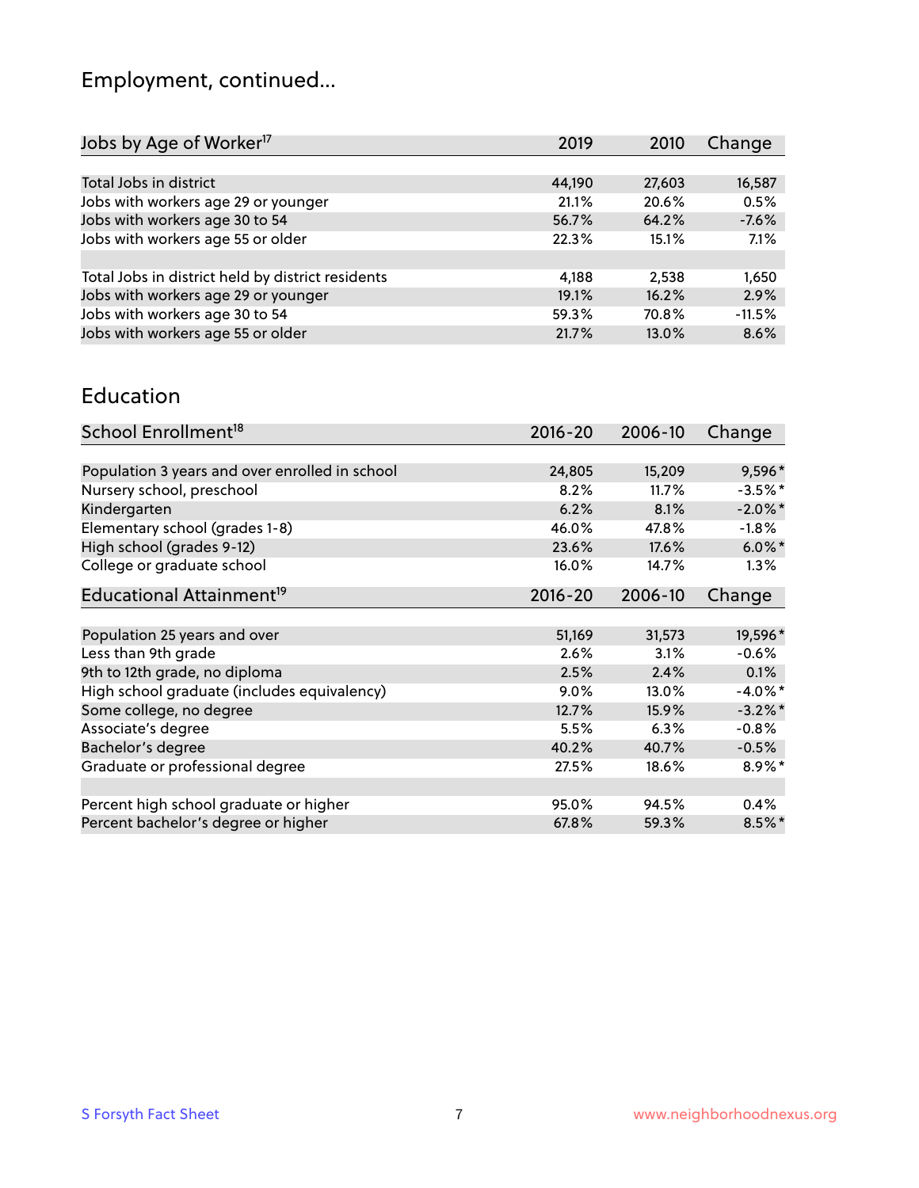# Employment, continued...

| Jobs by Age of Worker[17] | 2019 | 2010 | Change |
|---|---|---|---|
| Total Jobs in district | 44,190 | 27,603 | 16,587 |
| Jobs with workers age 29 or younger | 21.1% | 20.6% | 0.5% |
| Jobs with workers age 30 to 54 | 56.7% | 64.2% | -7.6% |
| Jobs with workers age 55 or older | 22.3% | 15.1% | 7.1% |
| | | | |
| Total Jobs in district held by district residents | 4,188 | 2,538 | 1,650 |
| Jobs with workers age 29 or younger | 19.1% | 16.2% | 2.9% |
| Jobs with workers age 30 to 54 | 59.3% | 70.8% | -11.5% |
| Jobs with workers age 55 or older | 21.7% | 13.0% | 8.6% |

# Education

| School Enrollment[18] | 2016-20 | 2006-10 | Change |
|---|---|---|---|
| Population 3 years and over enrolled in school | 24,805 | 15,209 | 9,596* |
| Nursery school, preschool | 8.2% | 11.7% | -3.5%* |
| Kindergarten | 6.2% | 8.1% | -2.0%* |
| Elementary school (grades 1-8) | 46.0% | 47.8% | -1.8% |
| High school (grades 9-12) | 23.6% | 17.6% | 6.0%* |
| College or graduate school | 16.0% | 14.7% | 1.3% |

| Educational Attainment[19] | 2016-20 | 2006-10 | Change |
|---|---|---|---|
| Population 25 years and over | 51,169 | 31,573 | 19,596* |
| Less than 9th grade | 2.6% | 3.1% | -0.6% |
| 9th to 12th grade, no diploma | 2.5% | 2.4% | 0.1% |
| High school graduate (includes equivalency) | 9.0% | 13.0% | -4.0%* |
| Some college, no degree | 12.7% | 15.9% | -3.2%* |
| Associate's degree | 5.5% | 6.3% | -0.8% |
| Bachelor's degree | 40.2% | 40.7% | -0.5% |
| Graduate or professional degree | 27.5% | 18.6% | 8.9%* |
| | | | |
| Percent high school graduate or higher | 95.0% | 94.5% | 0.4% |
| Percent bachelor's degree or higher | 67.8% | 59.3% | 8.5%* |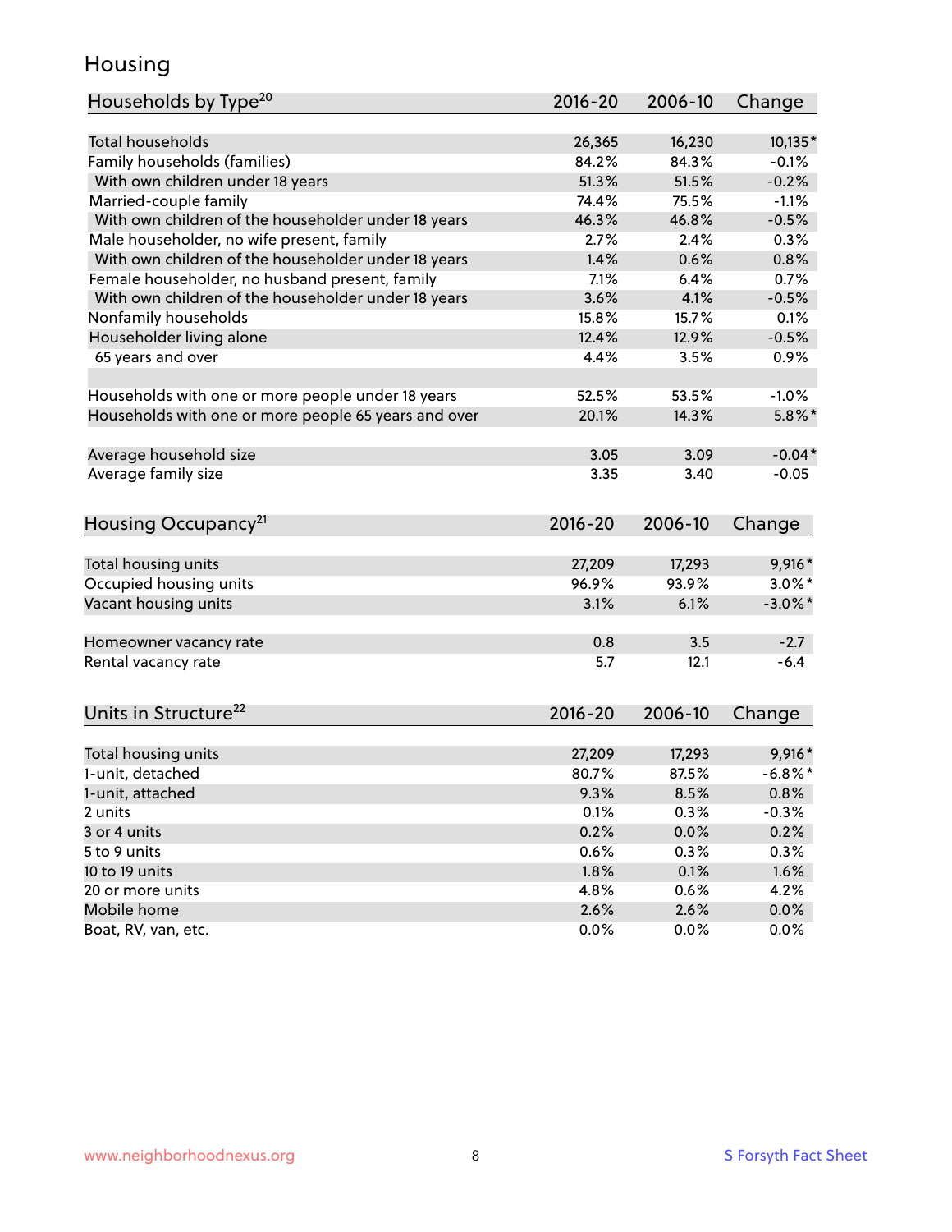## Housing

| Households by Type[20] | 2016-20 | 2006-10 | Change |
|---|---|---|---|
| Total households | 26,365 | 16,230 | 10,135* |
| Family households (families) | 84.2% | 84.3% | -0.1% |
| With own children under 18 years | 51.3% | 51.5% | -0.2% |
| Married-couple family | 74.4% | 75.5% | -1.1% |
| With own children of the householder under 18 years | 46.3% | 46.8% | -0.5% |
| Male householder, no wife present, family | 2.7% | 2.4% | 0.3% |
| With own children of the householder under 18 years | 1.4% | 0.6% | 0.8% |
| Female householder, no husband present, family | 7.1% | 6.4% | 0.7% |
| With own children of the householder under 18 years | 3.6% | 4.1% | -0.5% |
| Nonfamily households | 15.8% | 15.7% | 0.1% |
| Householder living alone | 12.4% | 12.9% | -0.5% |
| 65 years and over | 4.4% | 3.5% | 0.9% |
| | | | |
| Households with one or more people under 18 years | 52.5% | 53.5% | -1.0% |
| Households with one or more people 65 years and over | 20.1% | 14.3% | 5.8%* |
| | | | |
| Average household size | 3.05 | 3.09 | -0.04* |
| Average family size | 3.35 | 3.40 | -0.05 |

| Housing Occupancy[21] | 2016-20 | 2006-10 | Change |
|---|---|---|---|
| Total housing units | 27,209 | 17,293 | 9,916* |
| Occupied housing units | 96.9% | 93.9% | 3.0%* |
| Vacant housing units | 3.1% | 6.1% | -3.0%* |
| | | | |
| Homeowner vacancy rate | 0.8 | 3.5 | -2.7 |
| Rental vacancy rate | 5.7 | 12.1 | -6.4 |

| Units in Structure[22] | 2016-20 | 2006-10 | Change |
|---|---|---|---|
| Total housing units | 27,209 | 17,293 | 9,916* |
| 1-unit, detached | 80.7% | 87.5% | -6.8%* |
| 1-unit, attached | 9.3% | 8.5% | 0.8% |
| 2 units | 0.1% | 0.3% | -0.3% |
| 3 or 4 units | 0.2% | 0.0% | 0.2% |
| 5 to 9 units | 0.6% | 0.3% | 0.3% |
| 10 to 19 units | 1.8% | 0.1% | 1.6% |
| 20 or more units | 4.8% | 0.6% | 4.2% |
| Mobile home | 2.6% | 2.6% | 0.0% |
| Boat, RV, van, etc. | 0.0% | 0.0% | 0.0% |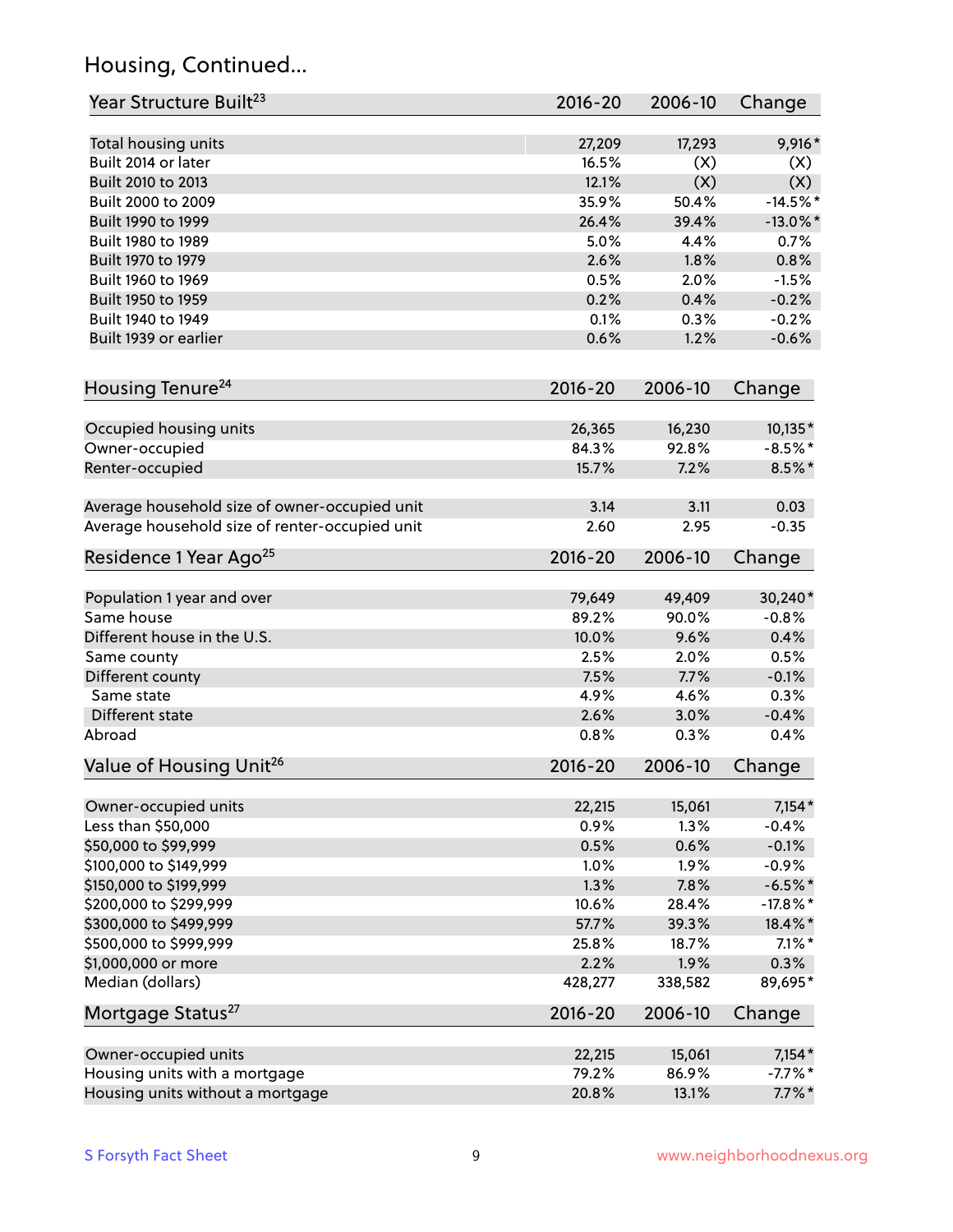## Housing, Continued...

| Year Structure Built[23] | 2016-20 | 2006-10 | Change |
|---|---|---|---|
| Total housing units | 27,209 | 17,293 | 9,916* |
| Built 2014 or later | 16.5% | (X) | (X) |
| Built 2010 to 2013 | 12.1% | (X) | (X) |
| Built 2000 to 2009 | 35.9% | 50.4% | -14.5%* |
| Built 1990 to 1999 | 26.4% | 39.4% | -13.0%* |
| Built 1980 to 1989 | 5.0% | 4.4% | 0.7% |
| Built 1970 to 1979 | 2.6% | 1.8% | 0.8% |
| Built 1960 to 1969 | 0.5% | 2.0% | -1.5% |
| Built 1950 to 1959 | 0.2% | 0.4% | -0.2% |
| Built 1940 to 1949 | 0.1% | 0.3% | -0.2% |
| Built 1939 or earlier | 0.6% | 1.2% | -0.6% |

| Housing Tenure[24] | 2016-20 | 2006-10 | Change |
|---|---|---|---|
| Occupied housing units | 26,365 | 16,230 | 10,135* |
| Owner-occupied | 84.3% | 92.8% | -8.5%* |
| Renter-occupied | 15.7% | 7.2% | 8.5%* |
| Average household size of owner-occupied unit | 3.14 | 3.11 | 0.03 |
| Average household size of renter-occupied unit | 2.60 | 2.95 | -0.35 |

| Residence 1 Year Ago[25] | 2016-20 | 2006-10 | Change |
|---|---|---|---|
| Population 1 year and over | 79,649 | 49,409 | 30,240* |
| Same house | 89.2% | 90.0% | -0.8% |
| Different house in the U.S. | 10.0% | 9.6% | 0.4% |
| Same county | 2.5% | 2.0% | 0.5% |
| Different county | 7.5% | 7.7% | -0.1% |
| Same state | 4.9% | 4.6% | 0.3% |
| Different state | 2.6% | 3.0% | -0.4% |
| Abroad | 0.8% | 0.3% | 0.4% |

| Value of Housing Unit[26] | 2016-20 | 2006-10 | Change |
|---|---|---|---|
| Owner-occupied units | 22,215 | 15,061 | 7,154* |
| Less than $50,000 | 0.9% | 1.3% | -0.4% |
| $50,000 to $99,999 | 0.5% | 0.6% | -0.1% |
| $100,000 to $149,999 | 1.0% | 1.9% | -0.9% |
| $150,000 to $199,999 | 1.3% | 7.8% | -6.5%* |
| $200,000 to $299,999 | 10.6% | 28.4% | -17.8%* |
| $300,000 to $499,999 | 57.7% | 39.3% | 18.4%* |
| $500,000 to $999,999 | 25.8% | 18.7% | 7.1%* |
| $1,000,000 or more | 2.2% | 1.9% | 0.3% |
| Median (dollars) | 428,277 | 338,582 | 89,695* |

| Mortgage Status[27] | 2016-20 | 2006-10 | Change |
|---|---|---|---|
| Owner-occupied units | 22,215 | 15,061 | 7,154* |
| Housing units with a mortgage | 79.2% | 86.9% | -7.7%* |
| Housing units without a mortgage | 20.8% | 13.1% | 7.7%* |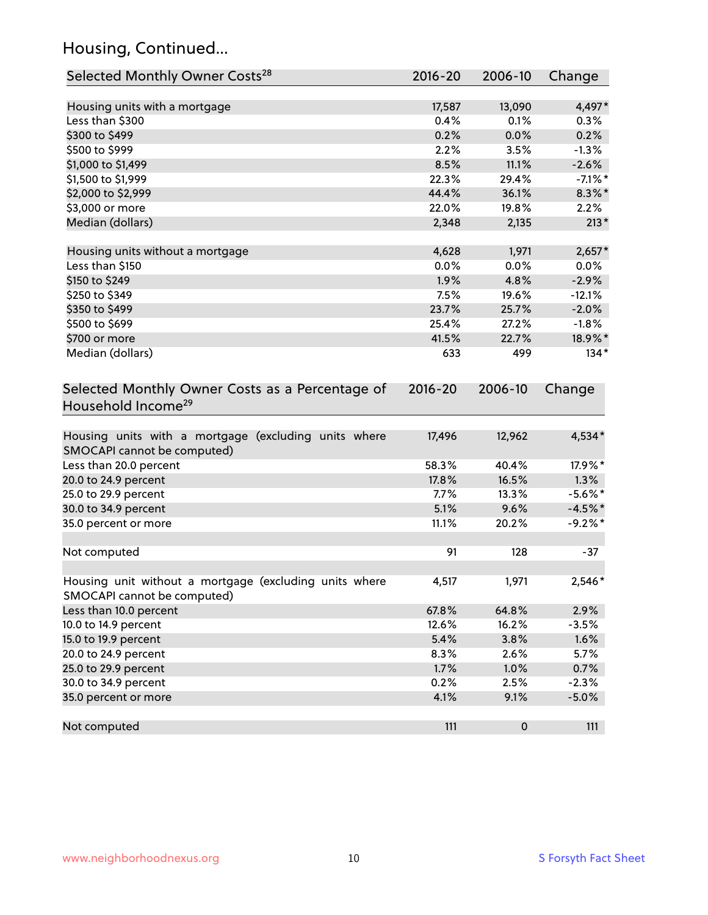# Housing, Continued...

| Selected Monthly Owner Costs[28] | 2016-20 | 2006-10 | Change |
|---|---|---|---|
| Housing units with a mortgage | 17,587 | 13,090 | 4,497* |
| Less than $300 | 0.4% | 0.1% | 0.3% |
| $300 to $499 | 0.2% | 0.0% | 0.2% |
| $500 to $999 | 2.2% | 3.5% | -1.3% |
| $1,000 to $1,499 | 8.5% | 11.1% | -2.6% |
| $1,500 to $1,999 | 22.3% | 29.4% | -7.1%* |
| $2,000 to $2,999 | 44.4% | 36.1% | 8.3%* |
| $3,000 or more | 22.0% | 19.8% | 2.2% |
| Median (dollars) | 2,348 | 2,135 | 213* |
| | | | |
| Housing units without a mortgage | 4,628 | 1,971 | 2,657* |
| Less than $150 | 0.0% | 0.0% | 0.0% |
| $150 to $249 | 1.9% | 4.8% | -2.9% |
| $250 to $349 | 7.5% | 19.6% | -12.1% |
| $350 to $499 | 23.7% | 25.7% | -2.0% |
| $500 to $699 | 25.4% | 27.2% | -1.8% |
| $700 or more | 41.5% | 22.7% | 18.9%* |
| Median (dollars) | 633 | 499 | 134* |

| Selected Monthly Owner Costs as a Percentage of Household Income[29] | 2016-20 | 2006-10 | Change |
|---|---|---|---|
| Housing units with a mortgage (excluding units where SMOCAPI cannot be computed) | 17,496 | 12,962 | 4,534* |
| Less than 20.0 percent | 58.3% | 40.4% | 17.9%* |
| 20.0 to 24.9 percent | 17.8% | 16.5% | 1.3% |
| 25.0 to 29.9 percent | 7.7% | 13.3% | -5.6%* |
| 30.0 to 34.9 percent | 5.1% | 9.6% | -4.5%* |
| 35.0 percent or more | 11.1% | 20.2% | -9.2%* |
| | | | |
| Not computed | 91 | 128 | -37 |
| | | | |
| Housing unit without a mortgage (excluding units where SMOCAPI cannot be computed) | 4,517 | 1,971 | 2,546* |
| Less than 10.0 percent | 67.8% | 64.8% | 2.9% |
| 10.0 to 14.9 percent | 12.6% | 16.2% | -3.5% |
| 15.0 to 19.9 percent | 5.4% | 3.8% | 1.6% |
| 20.0 to 24.9 percent | 8.3% | 2.6% | 5.7% |
| 25.0 to 29.9 percent | 1.7% | 1.0% | 0.7% |
| 30.0 to 34.9 percent | 0.2% | 2.5% | -2.3% |
| 35.0 percent or more | 4.1% | 9.1% | -5.0% |
| | | | |
| Not computed | 111 | 0 | 111 |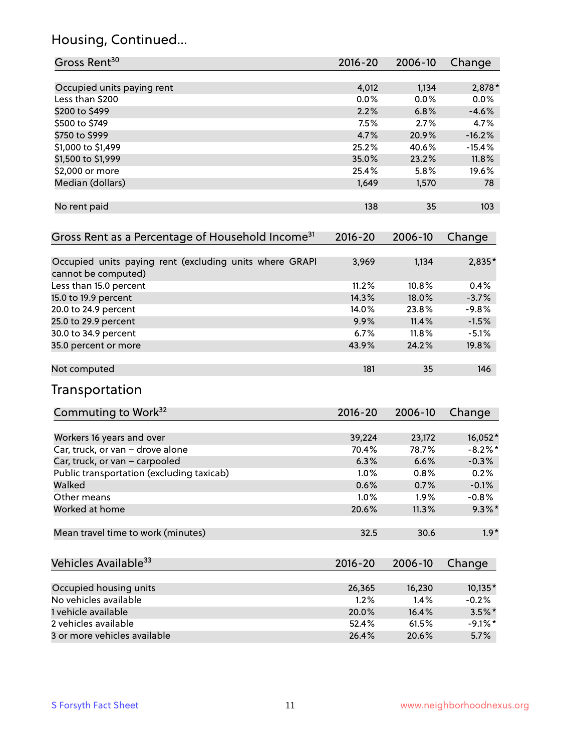## Housing, Continued...

| Gross Rent[30] | 2016-20 | 2006-10 | Change |
|---|---|---|---|
| Occupied units paying rent | 4,012 | 1,134 | 2,878* |
| Less than $200 | 0.0% | 0.0% | 0.0% |
| $200 to $499 | 2.2% | 6.8% | -4.6% |
| $500 to $749 | 7.5% | 2.7% | 4.7% |
| $750 to $999 | 4.7% | 20.9% | -16.2% |
| $1,000 to $1,499 | 25.2% | 40.6% | -15.4% |
| $1,500 to $1,999 | 35.0% | 23.2% | 11.8% |
| $2,000 or more | 25.4% | 5.8% | 19.6% |
| Median (dollars) | 1,649 | 1,570 | 78 |
| No rent paid | 138 | 35 | 103 |

| Gross Rent as a Percentage of Household Income[31] | 2016-20 | 2006-10 | Change |
|---|---|---|---|
| Occupied units paying rent (excluding units where GRAPI cannot be computed) | 3,969 | 1,134 | 2,835* |
| Less than 15.0 percent | 11.2% | 10.8% | 0.4% |
| 15.0 to 19.9 percent | 14.3% | 18.0% | -3.7% |
| 20.0 to 24.9 percent | 14.0% | 23.8% | -9.8% |
| 25.0 to 29.9 percent | 9.9% | 11.4% | -1.5% |
| 30.0 to 34.9 percent | 6.7% | 11.8% | -5.1% |
| 35.0 percent or more | 43.9% | 24.2% | 19.8% |
| Not computed | 181 | 35 | 146 |

## Transportation

| Commuting to Work[32] | 2016-20 | 2006-10 | Change |
|---|---|---|---|
| Workers 16 years and over | 39,224 | 23,172 | 16,052* |
| Car, truck, or van – drove alone | 70.4% | 78.7% | -8.2%* |
| Car, truck, or van – carpooled | 6.3% | 6.6% | -0.3% |
| Public transportation (excluding taxicab) | 1.0% | 0.8% | 0.2% |
| Walked | 0.6% | 0.7% | -0.1% |
| Other means | 1.0% | 1.9% | -0.8% |
| Worked at home | 20.6% | 11.3% | 9.3%* |
| Mean travel time to work (minutes) | 32.5 | 30.6 | 1.9* |

| Vehicles Available[33] | 2016-20 | 2006-10 | Change |
|---|---|---|---|
| Occupied housing units | 26,365 | 16,230 | 10,135* |
| No vehicles available | 1.2% | 1.4% | -0.2% |
| 1 vehicle available | 20.0% | 16.4% | 3.5%* |
| 2 vehicles available | 52.4% | 61.5% | -9.1%* |
| 3 or more vehicles available | 26.4% | 20.6% | 5.7% |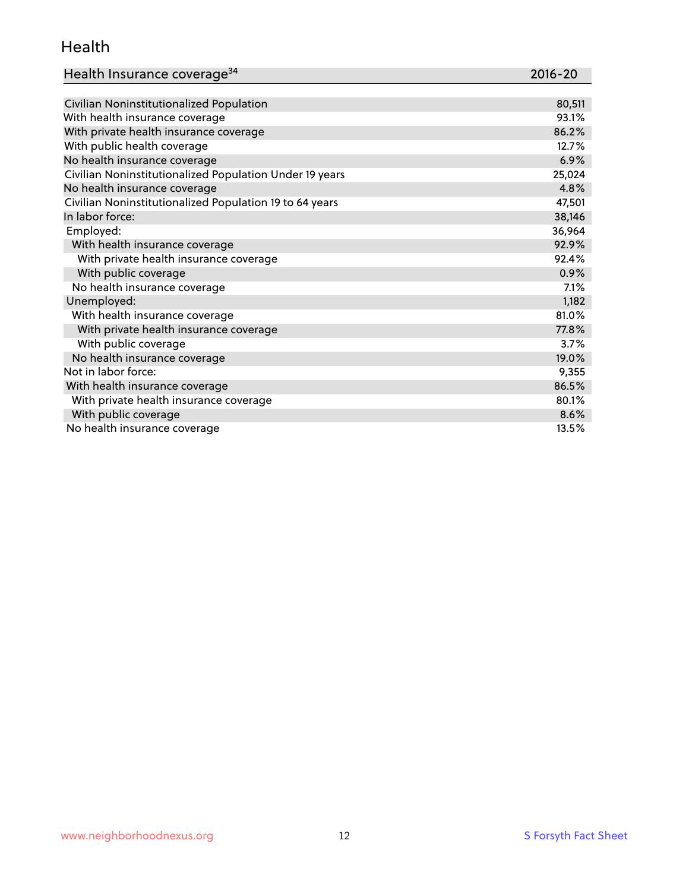## Health

| Health Insurance coverage[34] | 2016-20 |
|---|---|
| Civilian Noninstitutionalized Population | 80,511 |
| With health insurance coverage | 93.1% |
| With private health insurance coverage | 86.2% |
| With public health coverage | 12.7% |
| No health insurance coverage | 6.9% |
| Civilian Noninstitutionalized Population Under 19 years | 25,024 |
| No health insurance coverage | 4.8% |
| Civilian Noninstitutionalized Population 19 to 64 years | 47,501 |
| In labor force: | 38,146 |
| Employed: | 36,964 |
| With health insurance coverage | 92.9% |
| With private health insurance coverage | 92.4% |
| With public coverage | 0.9% |
| No health insurance coverage | 7.1% |
| Unemployed: | 1,182 |
| With health insurance coverage | 81.0% |
| With private health insurance coverage | 77.8% |
| With public coverage | 3.7% |
| No health insurance coverage | 19.0% |
| Not in labor force: | 9,355 |
| With health insurance coverage | 86.5% |
| With private health insurance coverage | 80.1% |
| With public coverage | 8.6% |
| No health insurance coverage | 13.5% |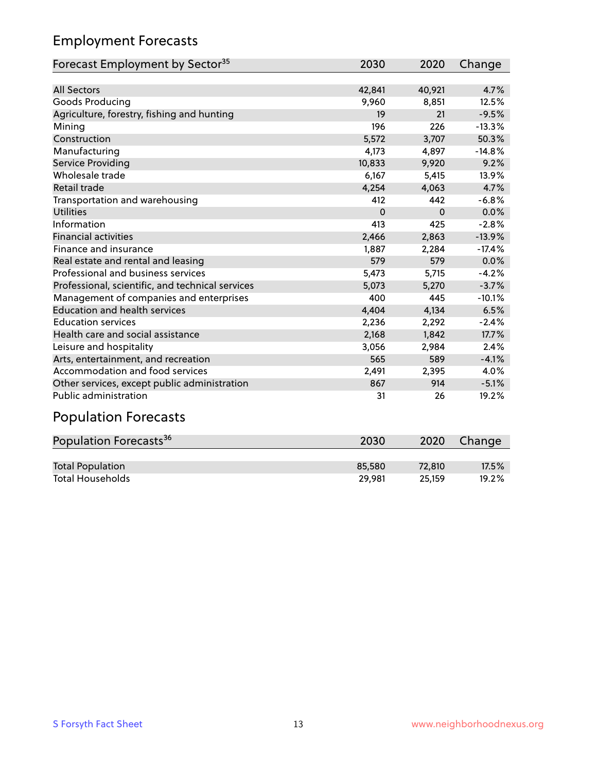## Employment Forecasts

| Forecast Employment by Sector[35] | 2030 | 2020 | Change |
|---|---|---|---|
| All Sectors | 42,841 | 40,921 | 4.7% |
| Goods Producing | 9,960 | 8,851 | 12.5% |
| Agriculture, forestry, fishing and hunting | 19 | 21 | -9.5% |
| Mining | 196 | 226 | -13.3% |
| Construction | 5,572 | 3,707 | 50.3% |
| Manufacturing | 4,173 | 4,897 | -14.8% |
| Service Providing | 10,833 | 9,920 | 9.2% |
| Wholesale trade | 6,167 | 5,415 | 13.9% |
| Retail trade | 4,254 | 4,063 | 4.7% |
| Transportation and warehousing | 412 | 442 | -6.8% |
| Utilities | 0 | 0 | 0.0% |
| Information | 413 | 425 | -2.8% |
| Financial activities | 2,466 | 2,863 | -13.9% |
| Finance and insurance | 1,887 | 2,284 | -17.4% |
| Real estate and rental and leasing | 579 | 579 | 0.0% |
| Professional and business services | 5,473 | 5,715 | -4.2% |
| Professional, scientific, and technical services | 5,073 | 5,270 | -3.7% |
| Management of companies and enterprises | 400 | 445 | -10.1% |
| Education and health services | 4,404 | 4,134 | 6.5% |
| Education services | 2,236 | 2,292 | -2.4% |
| Health care and social assistance | 2,168 | 1,842 | 17.7% |
| Leisure and hospitality | 3,056 | 2,984 | 2.4% |
| Arts, entertainment, and recreation | 565 | 589 | -4.1% |
| Accommodation and food services | 2,491 | 2,395 | 4.0% |
| Other services, except public administration | 867 | 914 | -5.1% |
| Public administration | 31 | 26 | 19.2% |

## Population Forecasts

| Population Forecasts[36] | 2030 | 2020 | Change |
|---|---|---|---|
| Total Population | 85,580 | 72,810 | 17.5% |
| Total Households | 29,981 | 25,159 | 19.2% |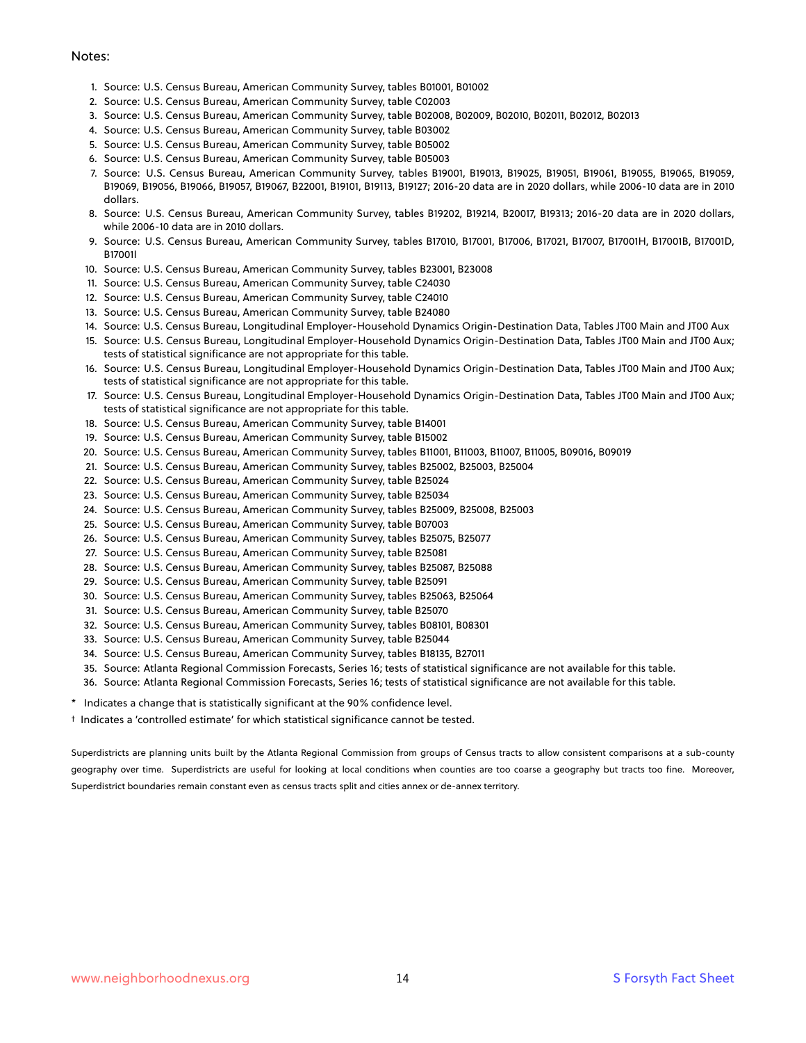Notes:

1. Source: U.S. Census Bureau, American Community Survey, tables B01001, B01002
2. Source: U.S. Census Bureau, American Community Survey, table C02003
3. Source: U.S. Census Bureau, American Community Survey, table B02008, B02009, B02010, B02011, B02012, B02013
4. Source: U.S. Census Bureau, American Community Survey, table B03002
5. Source: U.S. Census Bureau, American Community Survey, table B05002
6. Source: U.S. Census Bureau, American Community Survey, table B05003
7. Source: U.S. Census Bureau, American Community Survey, tables B19001, B19013, B19025, B19051, B19061, B19055, B19065, B19059, B19069, B19056, B19066, B19057, B19067, B22001, B19101, B19113, B19127; 2016-20 data are in 2020 dollars, while 2006-10 data are in 2010 dollars.
8. Source: U.S. Census Bureau, American Community Survey, tables B19202, B19214, B20017, B19313; 2016-20 data are in 2020 dollars, while 2006-10 data are in 2010 dollars.
9. Source: U.S. Census Bureau, American Community Survey, tables B17010, B17001, B17006, B17021, B17007, B17001H, B17001B, B17001D, B17001I
10. Source: U.S. Census Bureau, American Community Survey, tables B23001, B23008
11. Source: U.S. Census Bureau, American Community Survey, table C24030
12. Source: U.S. Census Bureau, American Community Survey, table C24010
13. Source: U.S. Census Bureau, American Community Survey, table B24080
14. Source: U.S. Census Bureau, Longitudinal Employer-Household Dynamics Origin-Destination Data, Tables JT00 Main and JT00 Aux
15. Source: U.S. Census Bureau, Longitudinal Employer-Household Dynamics Origin-Destination Data, Tables JT00 Main and JT00 Aux; tests of statistical significance are not appropriate for this table.
16. Source: U.S. Census Bureau, Longitudinal Employer-Household Dynamics Origin-Destination Data, Tables JT00 Main and JT00 Aux; tests of statistical significance are not appropriate for this table.
17. Source: U.S. Census Bureau, Longitudinal Employer-Household Dynamics Origin-Destination Data, Tables JT00 Main and JT00 Aux; tests of statistical significance are not appropriate for this table.
18. Source: U.S. Census Bureau, American Community Survey, table B14001
19. Source: U.S. Census Bureau, American Community Survey, table B15002
20. Source: U.S. Census Bureau, American Community Survey, tables B11001, B11003, B11007, B11005, B09016, B09019
21. Source: U.S. Census Bureau, American Community Survey, tables B25002, B25003, B25004
22. Source: U.S. Census Bureau, American Community Survey, table B25024
23. Source: U.S. Census Bureau, American Community Survey, table B25034
24. Source: U.S. Census Bureau, American Community Survey, tables B25009, B25008, B25003
25. Source: U.S. Census Bureau, American Community Survey, table B07003
26. Source: U.S. Census Bureau, American Community Survey, tables B25075, B25077
27. Source: U.S. Census Bureau, American Community Survey, table B25081
28. Source: U.S. Census Bureau, American Community Survey, tables B25087, B25088
29. Source: U.S. Census Bureau, American Community Survey, table B25091
30. Source: U.S. Census Bureau, American Community Survey, tables B25063, B25064
31. Source: U.S. Census Bureau, American Community Survey, table B25070
32. Source: U.S. Census Bureau, American Community Survey, tables B08101, B08301
33. Source: U.S. Census Bureau, American Community Survey, table B25044
34. Source: U.S. Census Bureau, American Community Survey, tables B18135, B27011
35. Source: Atlanta Regional Commission Forecasts, Series 16; tests of statistical significance are not available for this table.
36. Source: Atlanta Regional Commission Forecasts, Series 16; tests of statistical significance are not available for this table.

\* Indicates a change that is statistically significant at the 90% confidence level.

† Indicates a 'controlled estimate' for which statistical significance cannot be tested.

Superdistricts are planning units built by the Atlanta Regional Commission from groups of Census tracts to allow consistent comparisons at a sub-county geography over time. Superdistricts are useful for looking at local conditions when counties are too coarse a geography but tracts too fine. Moreover, Superdistrict boundaries remain constant even as census tracts split and cities annex or de-annex territory.